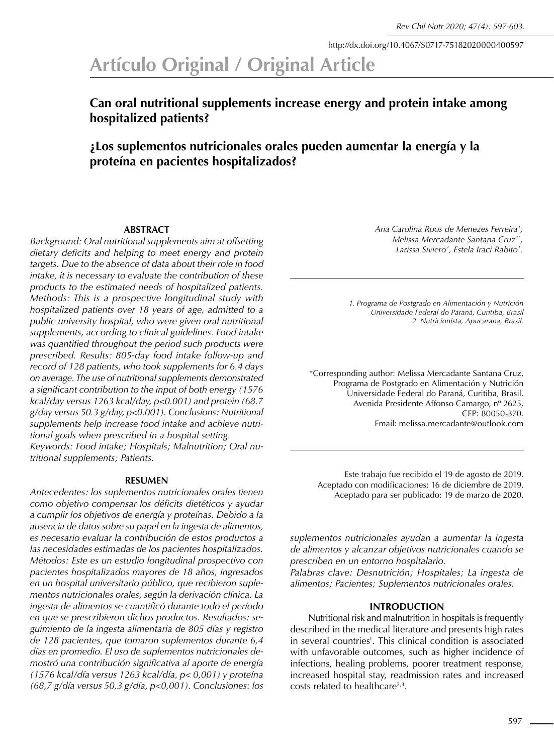http://dx.doi.org/10.4067/S0717-75182020000400597

# Artículo Original / Original Article

## Can oral nutritional supplements increase energy and protein intake among hospitalized patients?

## ¿Los suplementos nutricionales orales pueden aumentar la energía y la proteína en pacientes hospitalizados?

*Ana Carolina Roos de Menezes Ferreira[1], Melissa Mercadante Santana Cruz[1*], Larissa Siviero[2], Estela Iraci Rabito[1].*

*1. Programa de Postgrado en Alimentación y Nutrición Universidade Federal do Paraná, Curitiba, Brasil*
*2. Nutricionista, Apucarana, Brasil.*

\*Corresponding author: Melissa Mercadante Santana Cruz, Programa de Postgrado en Alimentación y Nutrición Universidade Federal do Paraná, Curitiba, Brasil. Avenida Presidente Affonso Camargo, nº 2625, CEP: 80050-370. Email: melissa.mercadante@outlook.com

Este trabajo fue recibido el 19 de agosto de 2019.
Aceptado con modificaciones: 16 de diciembre de 2019.
Aceptado para ser publicado: 19 de marzo de 2020.

### ABSTRACT

*Background: Oral nutritional supplements aim at offsetting dietary deficits and helping to meet energy and protein targets. Due to the absence of data about their role in food intake, it is necessary to evaluate the contribution of these products to the estimated needs of hospitalized patients. Methods: This is a prospective longitudinal study with hospitalized patients over 18 years of age, admitted to a public university hospital, who were given oral nutritional supplements, according to clinical guidelines. Food intake was quantified throughout the period such products were prescribed. Results: 805-day food intake follow-up and record of 128 patients, who took supplements for 6.4 days on average. The use of nutritional supplements demonstrated a significant contribution to the input of both energy (1576 kcal/day versus 1263 kcal/day, $p<0.001$) and protein (68.7 g/day versus 50.3 g/day, $p<0.001$). Conclusions: Nutritional supplements help increase food intake and achieve nutritional goals when prescribed in a hospital setting.*

*Keywords: Food intake; Hospitals; Malnutrition; Oral nutritional supplements; Patients.*

### RESUMEN

*Antecedentes: los suplementos nutricionales orales tienen como objetivo compensar los déficits dietéticos y ayudar a cumplir los objetivos de energía y proteínas. Debido a la ausencia de datos sobre su papel en la ingesta de alimentos, es necesario evaluar la contribución de estos productos a las necesidades estimadas de los pacientes hospitalizados. Métodos: Este es un estudio longitudinal prospectivo con pacientes hospitalizados mayores de 18 años, ingresados en un hospital universitario público, que recibieron suplementos nutricionales orales, según la derivación clínica. La ingesta de alimentos se cuantificó durante todo el período en que se prescribieron dichos productos. Resultados: seguimiento de la ingesta alimentaria de 805 días y registro de 128 pacientes, que tomaron suplementos durante 6,4 días en promedio. El uso de suplementos nutricionales demostró una contribución significativa al aporte de energía (1576 kcal/día versus 1263 kcal/día, $p< 0,001$) y proteína (68,7 g/día versus 50,3 g/día, $p<0,001$). Conclusiones: los suplementos nutricionales ayudan a aumentar la ingesta de alimentos y alcanzar objetivos nutricionales cuando se prescriben en un entorno hospitalario.*

*Palabras clave: Desnutrición; Hospitales; La ingesta de alimentos; Pacientes; Suplementos nutricionales orales.*

### INTRODUCTION

Nutritional risk and malnutrition in hospitals is frequently described in the medical literature and presents high rates in several countries[1]. This clinical condition is associated with unfavorable outcomes, such as higher incidence of infections, healing problems, poorer treatment response, increased hospital stay, readmission rates and increased costs related to healthcare[2,3].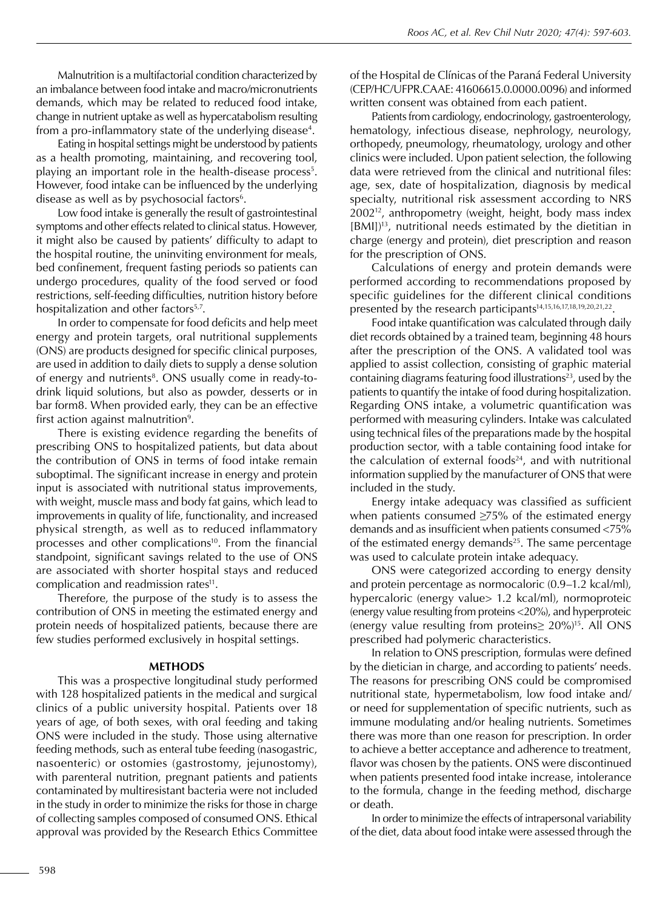Malnutrition is a multifactorial condition characterized by an imbalance between food intake and macro/micronutrients demands, which may be related to reduced food intake, change in nutrient uptake as well as hypercatabolism resulting from a pro-inflammatory state of the underlying disease[4].

Eating in hospital settings might be understood by patients as a health promoting, maintaining, and recovering tool, playing an important role in the health-disease process[5]. However, food intake can be influenced by the underlying disease as well as by psychosocial factors[6].

Low food intake is generally the result of gastrointestinal symptoms and other effects related to clinical status. However, it might also be caused by patients' difficulty to adapt to the hospital routine, the uninviting environment for meals, bed confinement, frequent fasting periods so patients can undergo procedures, quality of the food served or food restrictions, self-feeding difficulties, nutrition history before hospitalization and other factors[5,7].

In order to compensate for food deficits and help meet energy and protein targets, oral nutritional supplements (ONS) are products designed for specific clinical purposes, are used in addition to daily diets to supply a dense solution of energy and nutrients[8]. ONS usually come in ready-to-drink liquid solutions, but also as powder, desserts or in bar form8. When provided early, they can be an effective first action against malnutrition[9].

There is existing evidence regarding the benefits of prescribing ONS to hospitalized patients, but data about the contribution of ONS in terms of food intake remain suboptimal. The significant increase in energy and protein input is associated with nutritional status improvements, with weight, muscle mass and body fat gains, which lead to improvements in quality of life, functionality, and increased physical strength, as well as to reduced inflammatory processes and other complications[10]. From the financial standpoint, significant savings related to the use of ONS are associated with shorter hospital stays and reduced complication and readmission rates[11].

Therefore, the purpose of the study is to assess the contribution of ONS in meeting the estimated energy and protein needs of hospitalized patients, because there are few studies performed exclusively in hospital settings.

## METHODS

This was a prospective longitudinal study performed with 128 hospitalized patients in the medical and surgical clinics of a public university hospital. Patients over 18 years of age, of both sexes, with oral feeding and taking ONS were included in the study. Those using alternative feeding methods, such as enteral tube feeding (nasogastric, nasoenteric) or ostomies (gastrostomy, jejunostomy), with parenteral nutrition, pregnant patients and patients contaminated by multiresistant bacteria were not included in the study in order to minimize the risks for those in charge of collecting samples composed of consumed ONS. Ethical approval was provided by the Research Ethics Committee of the Hospital de Clínicas of the Paraná Federal University (CEP/HC/UFPR.CAAE: 41606615.0.0000.0096) and informed written consent was obtained from each patient.

Patients from cardiology, endocrinology, gastroenterology, hematology, infectious disease, nephrology, neurology, orthopedy, pneumology, rheumatology, urology and other clinics were included. Upon patient selection, the following data were retrieved from the clinical and nutritional files: age, sex, date of hospitalization, diagnosis by medical specialty, nutritional risk assessment according to NRS 2002[12], anthropometry (weight, height, body mass index [BMI])[13], nutritional needs estimated by the dietitian in charge (energy and protein), diet prescription and reason for the prescription of ONS.

Calculations of energy and protein demands were performed according to recommendations proposed by specific guidelines for the different clinical conditions presented by the research participants[14,15,16,17,18,19,20,21,22].

Food intake quantification was calculated through daily diet records obtained by a trained team, beginning 48 hours after the prescription of the ONS. A validated tool was applied to assist collection, consisting of graphic material containing diagrams featuring food illustrations[23], used by the patients to quantify the intake of food during hospitalization. Regarding ONS intake, a volumetric quantification was performed with measuring cylinders. Intake was calculated using technical files of the preparations made by the hospital production sector, with a table containing food intake for the calculation of external foods[24], and with nutritional information supplied by the manufacturer of ONS that were included in the study.

Energy intake adequacy was classified as sufficient when patients consumed ≥75% of the estimated energy demands and as insufficient when patients consumed <75% of the estimated energy demands[25]. The same percentage was used to calculate protein intake adequacy.

ONS were categorized according to energy density and protein percentage as normocaloric (0.9–1.2 kcal/ml), hypercaloric (energy value> 1.2 kcal/ml), normoproteic (energy value resulting from proteins <20%), and hyperproteic (energy value resulting from proteins≥ 20%)[15]. All ONS prescribed had polymeric characteristics.

In relation to ONS prescription, formulas were defined by the dietician in charge, and according to patients' needs. The reasons for prescribing ONS could be compromised nutritional state, hypermetabolism, low food intake and/or need for supplementation of specific nutrients, such as immune modulating and/or healing nutrients. Sometimes there was more than one reason for prescription. In order to achieve a better acceptance and adherence to treatment, flavor was chosen by the patients. ONS were discontinued when patients presented food intake increase, intolerance to the formula, change in the feeding method, discharge or death.

In order to minimize the effects of intrapersonal variability of the diet, data about food intake were assessed through the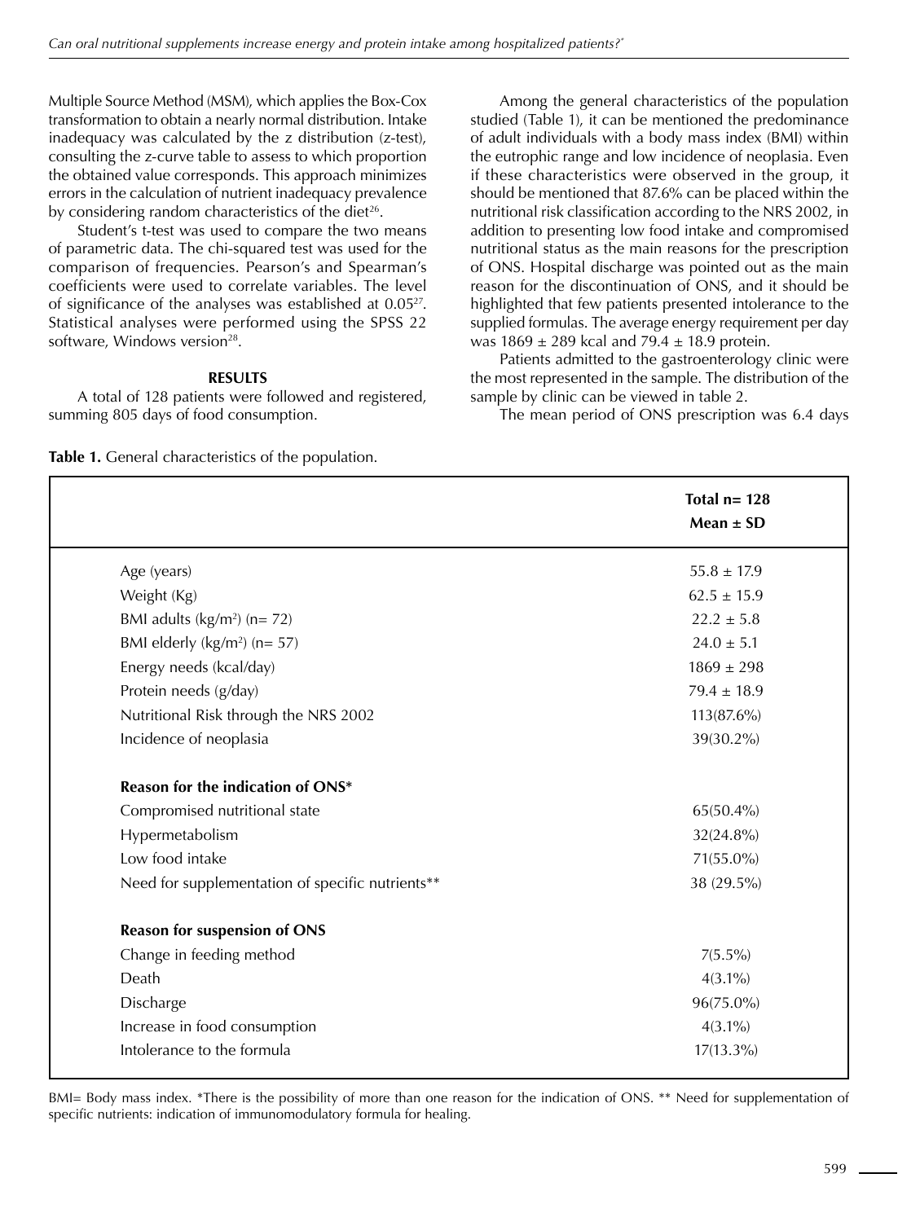Multiple Source Method (MSM), which applies the Box-Cox transformation to obtain a nearly normal distribution. Intake inadequacy was calculated by the z distribution (z-test), consulting the z-curve table to assess to which proportion the obtained value corresponds. This approach minimizes errors in the calculation of nutrient inadequacy prevalence by considering random characteristics of the diet[26].

Student's t-test was used to compare the two means of parametric data. The chi-squared test was used for the comparison of frequencies. Pearson's and Spearman's coefficients were used to correlate variables. The level of significance of the analyses was established at 0.05[27]. Statistical analyses were performed using the SPSS 22 software, Windows version[28].

## RESULTS

A total of 128 patients were followed and registered, summing 805 days of food consumption.

Among the general characteristics of the population studied (Table 1), it can be mentioned the predominance of adult individuals with a body mass index (BMI) within the eutrophic range and low incidence of neoplasia. Even if these characteristics were observed in the group, it should be mentioned that 87.6% can be placed within the nutritional risk classification according to the NRS 2002, in addition to presenting low food intake and compromised nutritional status as the main reasons for the prescription of ONS. Hospital discharge was pointed out as the main reason for the discontinuation of ONS, and it should be highlighted that few patients presented intolerance to the supplied formulas. The average energy requirement per day was 1869 ± 289 kcal and 79.4 ± 18.9 protein.

Patients admitted to the gastroenterology clinic were the most represented in the sample. The distribution of the sample by clinic can be viewed in table 2.

The mean period of ONS prescription was 6.4 days

**Table 1.** General characteristics of the population.

| | Total n= 128<br>Mean ± SD |
|---|---|
| Age (years) | 55.8 ± 17.9 |
| Weight (Kg) | 62.5 ± 15.9 |
| BMI adults (kg/m²) (n= 72) | 22.2 ± 5.8 |
| BMI elderly (kg/m²) (n= 57) | 24.0 ± 5.1 |
| Energy needs (kcal/day) | 1869 ± 298 |
| Protein needs (g/day) | 79.4 ± 18.9 |
| Nutritional Risk through the NRS 2002 | 113(87.6%) |
| Incidence of neoplasia | 39(30.2%) |
| **Reason for the indication of ONS*** | |
| Compromised nutritional state | 65(50.4%) |
| Hypermetabolism | 32(24.8%) |
| Low food intake | 71(55.0%) |
| Need for supplementation of specific nutrients** | 38 (29.5%) |
| **Reason for suspension of ONS** | |
| Change in feeding method | 7(5.5%) |
| Death | 4(3.1%) |
| Discharge | 96(75.0%) |
| Increase in food consumption | 4(3.1%) |
| Intolerance to the formula | 17(13.3%) |

BMI= Body mass index. *There is the possibility of more than one reason for the indication of ONS. ** Need for supplementation of specific nutrients: indication of immunomodulatory formula for healing.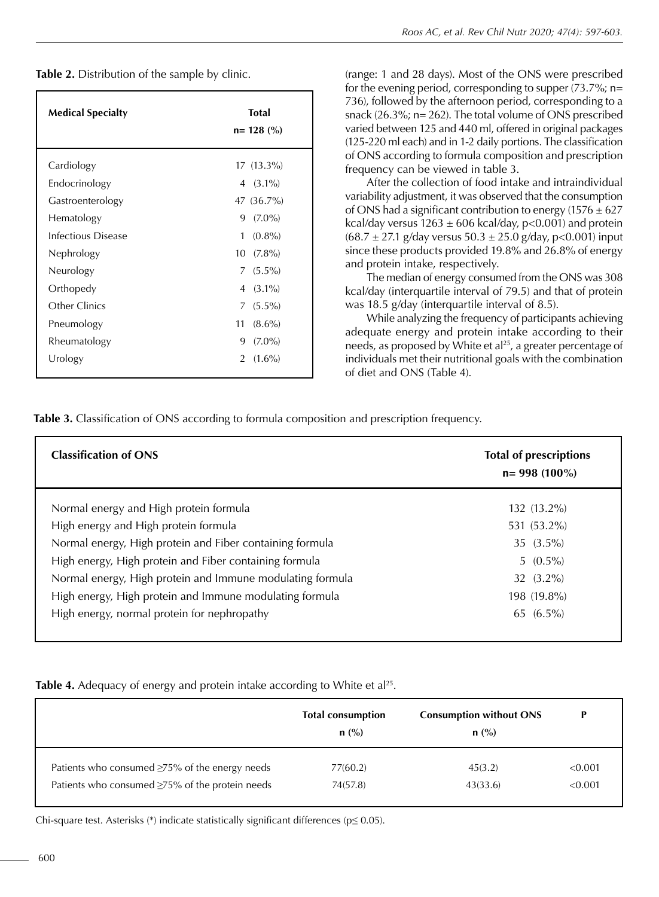**Table 2.** Distribution of the sample by clinic.

| Medical Specialty | Total n= 128 (%) |
|---|---|
| Cardiology | 17 (13.3%) |
| Endocrinology | 4 (3.1%) |
| Gastroenterology | 47 (36.7%) |
| Hematology | 9 (7.0%) |
| Infectious Disease | 1 (0.8%) |
| Nephrology | 10 (7.8%) |
| Neurology | 7 (5.5%) |
| Orthopedy | 4 (3.1%) |
| Other Clinics | 7 (5.5%) |
| Pneumology | 11 (8.6%) |
| Rheumatology | 9 (7.0%) |
| Urology | 2 (1.6%) |

(range: 1 and 28 days). Most of the ONS were prescribed for the evening period, corresponding to supper (73.7%; n= 736), followed by the afternoon period, corresponding to a snack (26.3%; n= 262). The total volume of ONS prescribed varied between 125 and 440 ml, offered in original packages (125-220 ml each) and in 1-2 daily portions. The classification of ONS according to formula composition and prescription frequency can be viewed in table 3.

After the collection of food intake and intraindividual variability adjustment, it was observed that the consumption of ONS had a significant contribution to energy ($1576 \pm 627$ kcal/day versus $1263 \pm 606$ kcal/day, $p<0.001$) and protein ($68.7 \pm 27.1$ g/day versus $50.3 \pm 25.0$ g/day, $p<0.001$) input since these products provided 19.8% and 26.8% of energy and protein intake, respectively.

The median of energy consumed from the ONS was 308 kcal/day (interquartile interval of 79.5) and that of protein was 18.5 g/day (interquartile interval of 8.5).

While analyzing the frequency of participants achieving adequate energy and protein intake according to their needs, as proposed by White et al[25], a greater percentage of individuals met their nutritional goals with the combination of diet and ONS (Table 4).

**Table 3.** Classification of ONS according to formula composition and prescription frequency.

| Classification of ONS | Total of prescriptions n= 998 (100%) |
|---|---|
| Normal energy and High protein formula | 132 (13.2%) |
| High energy and High protein formula | 531 (53.2%) |
| Normal energy, High protein and Fiber containing formula | 35 (3.5%) |
| High energy, High protein and Fiber containing formula | 5 (0.5%) |
| Normal energy, High protein and Immune modulating formula | 32 (3.2%) |
| High energy, High protein and Immune modulating formula | 198 (19.8%) |
| High energy, normal protein for nephropathy | 65 (6.5%) |

**Table 4.** Adequacy of energy and protein intake according to White et al[25].

| | Total consumption n (%) | Consumption without ONS n (%) | P |
|---|---|---|---|
| Patients who consumed ≥75% of the energy needs | 77(60.2) | 45(3.2) | <0.001 |
| Patients who consumed ≥75% of the protein needs | 74(57.8) | 43(33.6) | <0.001 |

Chi-square test. Asterisks (*) indicate statistically significant differences ($p \leq 0.05$).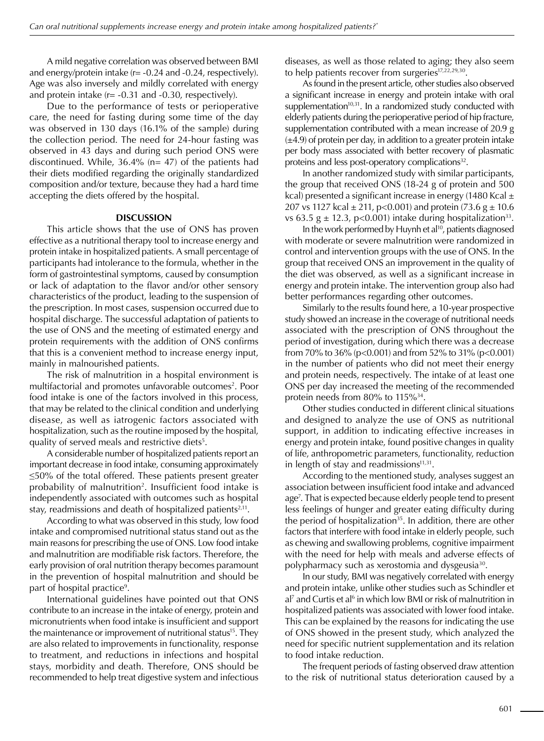A mild negative correlation was observed between BMI and energy/protein intake (r= -0.24 and -0.24, respectively). Age was also inversely and mildly correlated with energy and protein intake (r= -0.31 and -0.30, respectively).

Due to the performance of tests or perioperative care, the need for fasting during some time of the day was observed in 130 days (16.1% of the sample) during the collection period. The need for 24-hour fasting was observed in 43 days and during such period ONS were discontinued. While, 36.4% (n= 47) of the patients had their diets modified regarding the originally standardized composition and/or texture, because they had a hard time accepting the diets offered by the hospital.

## DISCUSSION

This article shows that the use of ONS has proven effective as a nutritional therapy tool to increase energy and protein intake in hospitalized patients. A small percentage of participants had intolerance to the formula, whether in the form of gastrointestinal symptoms, caused by consumption or lack of adaptation to the flavor and/or other sensory characteristics of the product, leading to the suspension of the prescription. In most cases, suspension occurred due to hospital discharge. The successful adaptation of patients to the use of ONS and the meeting of estimated energy and protein requirements with the addition of ONS confirms that this is a convenient method to increase energy input, mainly in malnourished patients.

The risk of malnutrition in a hospital environment is multifactorial and promotes unfavorable outcomes[2]. Poor food intake is one of the factors involved in this process, that may be related to the clinical condition and underlying disease, as well as iatrogenic factors associated with hospitalization, such as the routine imposed by the hospital, quality of served meals and restrictive diets[5].

A considerable number of hospitalized patients report an important decrease in food intake, consuming approximately ≤50% of the total offered. These patients present greater probability of malnutrition[2]. Insufficient food intake is independently associated with outcomes such as hospital stay, readmissions and death of hospitalized patients[2,11].

According to what was observed in this study, low food intake and compromised nutritional status stand out as the main reasons for prescribing the use of ONS. Low food intake and malnutrition are modifiable risk factors. Therefore, the early provision of oral nutrition therapy becomes paramount in the prevention of hospital malnutrition and should be part of hospital practice[9].

International guidelines have pointed out that ONS contribute to an increase in the intake of energy, protein and micronutrients when food intake is insufficient and support the maintenance or improvement of nutritional status[15]. They are also related to improvements in functionality, response to treatment, and reductions in infections and hospital stays, morbidity and death. Therefore, ONS should be recommended to help treat digestive system and infectious diseases, as well as those related to aging; they also seem to help patients recover from surgeries[17,22,29,30].

As found in the present article, other studies also observed a significant increase in energy and protein intake with oral supplementation[10,31]. In a randomized study conducted with elderly patients during the perioperative period of hip fracture, supplementation contributed with a mean increase of 20.9 g (±4.9) of protein per day, in addition to a greater protein intake per body mass associated with better recovery of plasmatic proteins and less post-operatory complications[32].

In another randomized study with similar participants, the group that received ONS (18-24 g of protein and 500 kcal) presented a significant increase in energy (1480 Kcal ± 207 vs 1127 kcal ± 211, p<0.001) and protein (73.6 g ± 10.6 vs 63.5 g ± 12.3, p<0.001) intake during hospitalization[33].

In the work performed by Huynh et al[10], patients diagnosed with moderate or severe malnutrition were randomized in control and intervention groups with the use of ONS. In the group that received ONS an improvement in the quality of the diet was observed, as well as a significant increase in energy and protein intake. The intervention group also had better performances regarding other outcomes.

Similarly to the results found here, a 10-year prospective study showed an increase in the coverage of nutritional needs associated with the prescription of ONS throughout the period of investigation, during which there was a decrease from 70% to 36% (p<0.001) and from 52% to 31% (p<0.001) in the number of patients who did not meet their energy and protein needs, respectively. The intake of at least one ONS per day increased the meeting of the recommended protein needs from 80% to 115%[34].

Other studies conducted in different clinical situations and designed to analyze the use of ONS as nutritional support, in addition to indicating effective increases in energy and protein intake, found positive changes in quality of life, anthropometric parameters, functionality, reduction in length of stay and readmissions[11,31].

According to the mentioned study, analyses suggest an association between insufficient food intake and advanced age[7]. That is expected because elderly people tend to present less feelings of hunger and greater eating difficulty during the period of hospitalization[35]. In addition, there are other factors that interfere with food intake in elderly people, such as chewing and swallowing problems, cognitive impairment with the need for help with meals and adverse effects of polypharmacy such as xerostomia and dysgeusia[30].

In our study, BMI was negatively correlated with energy and protein intake, unlike other studies such as Schindler et al[7] and Curtis et al[6] in which low BMI or risk of malnutrition in hospitalized patients was associated with lower food intake. This can be explained by the reasons for indicating the use of ONS showed in the present study, which analyzed the need for specific nutrient supplementation and its relation to food intake reduction.

The frequent periods of fasting observed draw attention to the risk of nutritional status deterioration caused by a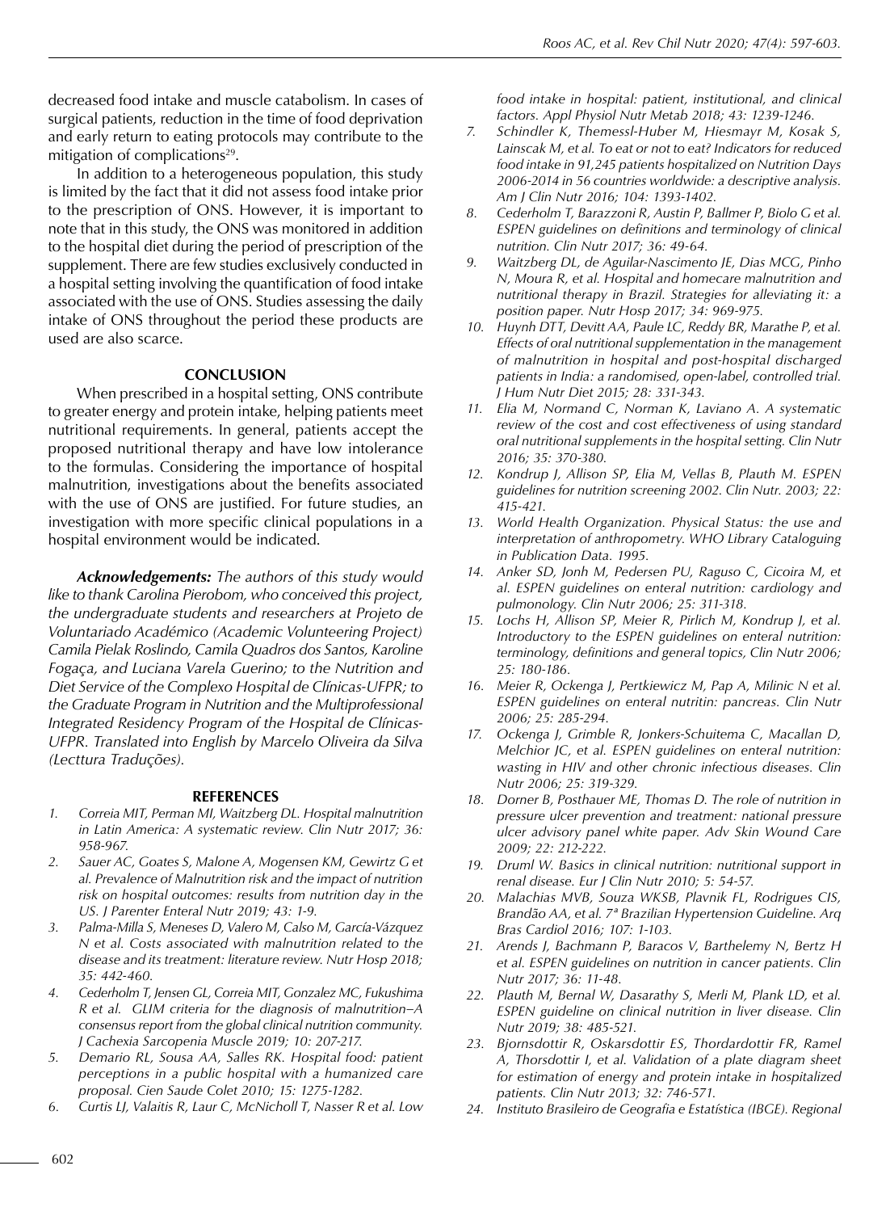decreased food intake and muscle catabolism. In cases of surgical patients, reduction in the time of food deprivation and early return to eating protocols may contribute to the mitigation of complications[29].

In addition to a heterogeneous population, this study is limited by the fact that it did not assess food intake prior to the prescription of ONS. However, it is important to note that in this study, the ONS was monitored in addition to the hospital diet during the period of prescription of the supplement. There are few studies exclusively conducted in a hospital setting involving the quantification of food intake associated with the use of ONS. Studies assessing the daily intake of ONS throughout the period these products are used are also scarce.

## CONCLUSION

When prescribed in a hospital setting, ONS contribute to greater energy and protein intake, helping patients meet nutritional requirements. In general, patients accept the proposed nutritional therapy and have low intolerance to the formulas. Considering the importance of hospital malnutrition, investigations about the benefits associated with the use of ONS are justified. For future studies, an investigation with more specific clinical populations in a hospital environment would be indicated.

***Acknowledgements:*** *The authors of this study would like to thank Carolina Pierobom, who conceived this project, the undergraduate students and researchers at Projeto de Voluntariado Académico (Academic Volunteering Project) Camila Pielak Roslindo, Camila Quadros dos Santos, Karoline Fogaça, and Luciana Varela Guerino; to the Nutrition and Diet Service of the Complexo Hospital de Clínicas-UFPR; to the Graduate Program in Nutrition and the Multiprofessional Integrated Residency Program of the Hospital de Clínicas-UFPR. Translated into English by Marcelo Oliveira da Silva (Lecttura Traduções).*

## REFERENCES

1. *Correia MIT, Perman MI, Waitzberg DL. Hospital malnutrition in Latin America: A systematic review. Clin Nutr 2017; 36: 958-967.*
2. *Sauer AC, Goates S, Malone A, Mogensen KM, Gewirtz G et al. Prevalence of Malnutrition risk and the impact of nutrition risk on hospital outcomes: results from nutrition day in the US. J Parenter Enteral Nutr 2019; 43: 1-9.*
3. *Palma-Milla S, Meneses D, Valero M, Calso M, García-Vázquez N et al. Costs associated with malnutrition related to the disease and its treatment: literature review. Nutr Hosp 2018; 35: 442-460.*
4. *Cederholm T, Jensen GL, Correia MIT, Gonzalez MC, Fukushima R et al. GLIM criteria for the diagnosis of malnutrition–A consensus report from the global clinical nutrition community. J Cachexia Sarcopenia Muscle 2019; 10: 207-217.*
5. *Demario RL, Sousa AA, Salles RK. Hospital food: patient perceptions in a public hospital with a humanized care proposal. Cien Saude Colet 2010; 15: 1275-1282.*
6. *Curtis LJ, Valaitis R, Laur C, McNicholl T, Nasser R et al. Low food intake in hospital: patient, institutional, and clinical factors. Appl Physiol Nutr Metab 2018; 43: 1239-1246.*
7. *Schindler K, Themessl-Huber M, Hiesmayr M, Kosak S, Lainscak M, et al. To eat or not to eat? Indicators for reduced food intake in 91,245 patients hospitalized on Nutrition Days 2006-2014 in 56 countries worldwide: a descriptive analysis. Am J Clin Nutr 2016; 104: 1393-1402.*
8. *Cederholm T, Barazzoni R, Austin P, Ballmer P, Biolo G et al. ESPEN guidelines on definitions and terminology of clinical nutrition. Clin Nutr 2017; 36: 49-64.*
9. *Waitzberg DL, de Aguilar-Nascimento JE, Dias MCG, Pinho N, Moura R, et al. Hospital and homecare malnutrition and nutritional therapy in Brazil. Strategies for alleviating it: a position paper. Nutr Hosp 2017; 34: 969-975.*
10. *Huynh DTT, Devitt AA, Paule LC, Reddy BR, Marathe P, et al. Effects of oral nutritional supplementation in the management of malnutrition in hospital and post-hospital discharged patients in India: a randomised, open-label, controlled trial. J Hum Nutr Diet 2015; 28: 331-343.*
11. *Elia M, Normand C, Norman K, Laviano A. A systematic review of the cost and cost effectiveness of using standard oral nutritional supplements in the hospital setting. Clin Nutr 2016; 35: 370-380.*
12. *Kondrup J, Allison SP, Elia M, Vellas B, Plauth M. ESPEN guidelines for nutrition screening 2002. Clin Nutr. 2003; 22: 415-421.*
13. *World Health Organization. Physical Status: the use and interpretation of anthropometry. WHO Library Cataloguing in Publication Data. 1995.*
14. *Anker SD, Jonh M, Pedersen PU, Raguso C, Cicoira M, et al. ESPEN guidelines on enteral nutrition: cardiology and pulmonology. Clin Nutr 2006; 25: 311-318.*
15. *Lochs H, Allison SP, Meier R, Pirlich M, Kondrup J, et al. Introductory to the ESPEN guidelines on enteral nutrition: terminology, definitions and general topics, Clin Nutr 2006; 25: 180-186.*
16. *Meier R, Ockenga J, Pertkiewicz M, Pap A, Milinic N et al. ESPEN guidelines on enteral nutritin: pancreas. Clin Nutr 2006; 25: 285-294.*
17. *Ockenga J, Grimble R, Jonkers-Schuitema C, Macallan D, Melchior JC, et al. ESPEN guidelines on enteral nutrition: wasting in HIV and other chronic infectious diseases. Clin Nutr 2006; 25: 319-329.*
18. *Dorner B, Posthauer ME, Thomas D. The role of nutrition in pressure ulcer prevention and treatment: national pressure ulcer advisory panel white paper. Adv Skin Wound Care 2009; 22: 212-222.*
19. *Druml W. Basics in clinical nutrition: nutritional support in renal disease. Eur J Clin Nutr 2010; 5: 54-57.*
20. *Malachias MVB, Souza WKSB, Plavnik FL, Rodrigues CIS, Brandão AA, et al. 7ª Brazilian Hypertension Guideline. Arq Bras Cardiol 2016; 107: 1-103.*
21. *Arends J, Bachmann P, Baracos V, Barthelemy N, Bertz H et al. ESPEN guidelines on nutrition in cancer patients. Clin Nutr 2017; 36: 11-48.*
22. *Plauth M, Bernal W, Dasarathy S, Merli M, Plank LD, et al. ESPEN guideline on clinical nutrition in liver disease. Clin Nutr 2019; 38: 485-521.*
23. *Bjornsdottir R, Oskarsdottir ES, Thordardottir FR, Ramel A, Thorsdottir I, et al. Validation of a plate diagram sheet for estimation of energy and protein intake in hospitalized patients. Clin Nutr 2013; 32: 746-571.*
24. *Instituto Brasileiro de Geografia e Estatística (IBGE). Regional*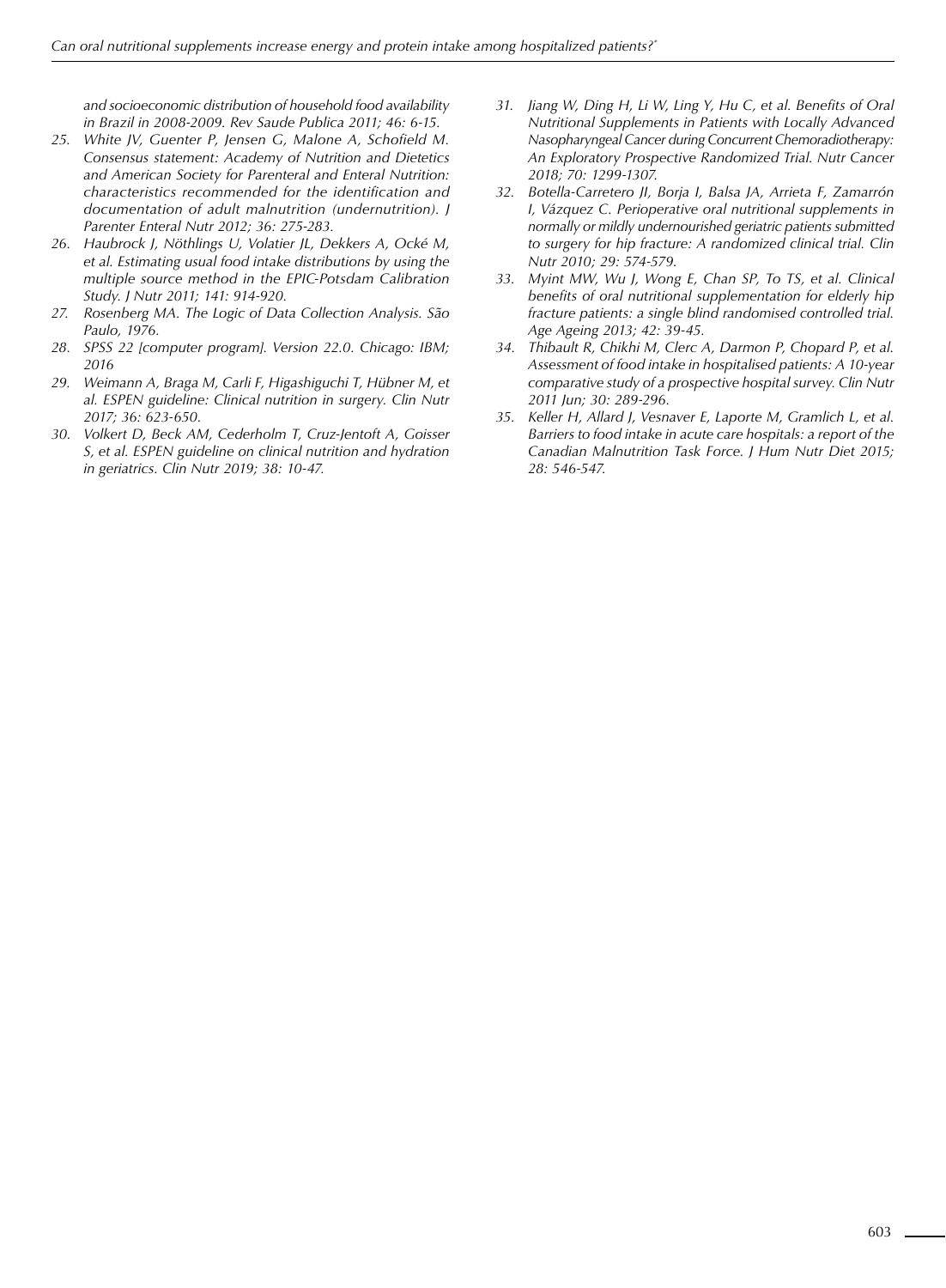and socioeconomic distribution of household food availability in Brazil in 2008-2009. Rev Saude Publica 2011; 46: 6-15.

25. White JV, Guenter P, Jensen G, Malone A, Schofield M. Consensus statement: Academy of Nutrition and Dietetics and American Society for Parenteral and Enteral Nutrition: characteristics recommended for the identification and documentation of adult malnutrition (undernutrition). J Parenter Enteral Nutr 2012; 36: 275-283.
26. Haubrock J, Nöthlings U, Volatier JL, Dekkers A, Ocké M, et al. Estimating usual food intake distributions by using the multiple source method in the EPIC-Potsdam Calibration Study. J Nutr 2011; 141: 914-920.
27. Rosenberg MA. The Logic of Data Collection Analysis. São Paulo, 1976.
28. SPSS 22 [computer program]. Version 22.0. Chicago: IBM; 2016
29. Weimann A, Braga M, Carli F, Higashiguchi T, Hübner M, et al. ESPEN guideline: Clinical nutrition in surgery. Clin Nutr 2017; 36: 623-650.
30. Volkert D, Beck AM, Cederholm T, Cruz-Jentoft A, Goisser S, et al. ESPEN guideline on clinical nutrition and hydration in geriatrics. Clin Nutr 2019; 38: 10-47.
31. Jiang W, Ding H, Li W, Ling Y, Hu C, et al. Benefits of Oral Nutritional Supplements in Patients with Locally Advanced Nasopharyngeal Cancer during Concurrent Chemoradiotherapy: An Exploratory Prospective Randomized Trial. Nutr Cancer 2018; 70: 1299-1307.
32. Botella-Carretero JI, Borja I, Balsa JA, Arrieta F, Zamarrón I, Vázquez C. Perioperative oral nutritional supplements in normally or mildly undernourished geriatric patients submitted to surgery for hip fracture: A randomized clinical trial. Clin Nutr 2010; 29: 574-579.
33. Myint MW, Wu J, Wong E, Chan SP, To TS, et al. Clinical benefits of oral nutritional supplementation for elderly hip fracture patients: a single blind randomised controlled trial. Age Ageing 2013; 42: 39-45.
34. Thibault R, Chikhi M, Clerc A, Darmon P, Chopard P, et al. Assessment of food intake in hospitalised patients: A 10-year comparative study of a prospective hospital survey. Clin Nutr 2011 Jun; 30: 289-296.
35. Keller H, Allard J, Vesnaver E, Laporte M, Gramlich L, et al. Barriers to food intake in acute care hospitals: a report of the Canadian Malnutrition Task Force. J Hum Nutr Diet 2015; 28: 546-547.